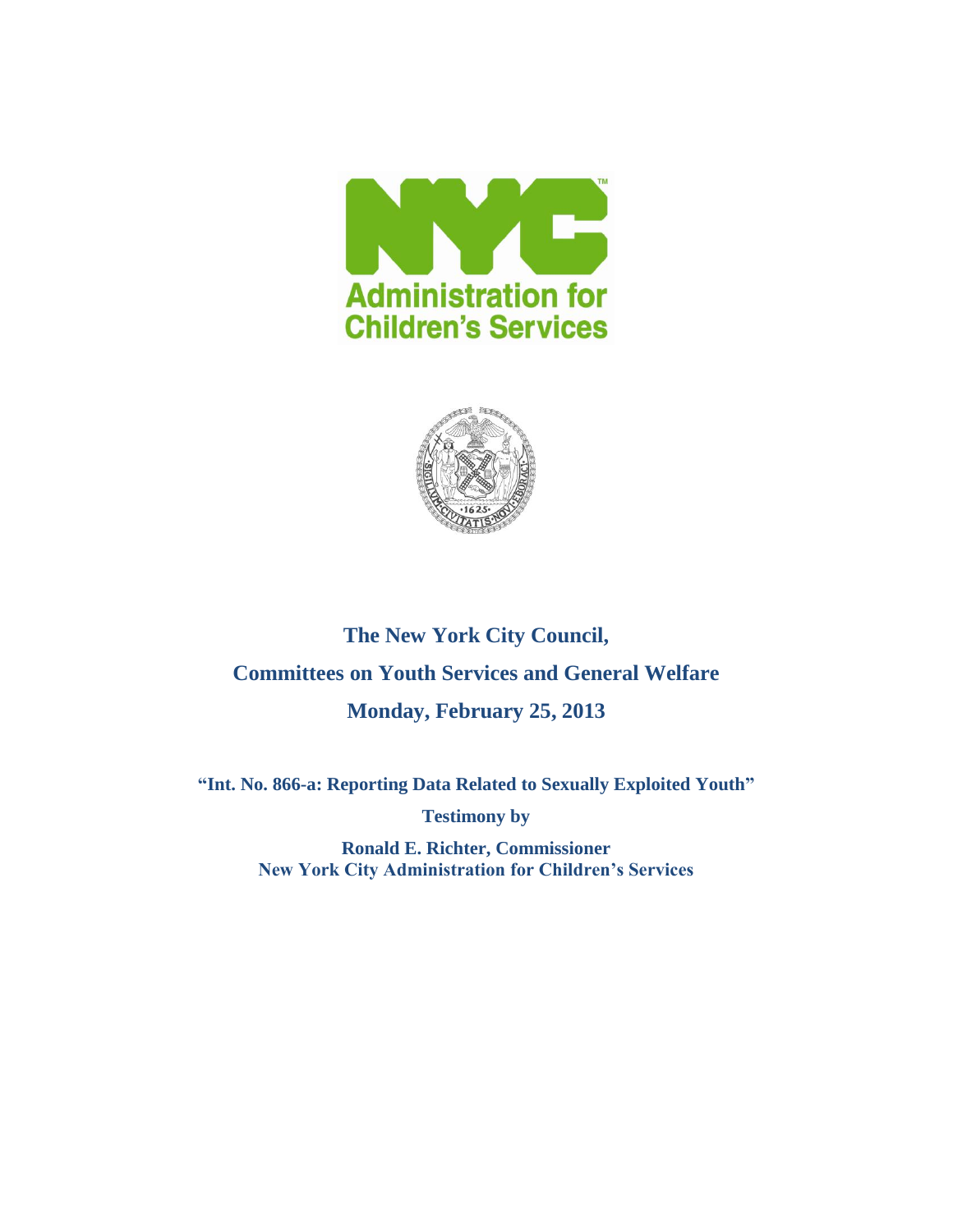NYC Administration for Children's Services

# The New York City Council,

# Committees on Youth Services and General Welfare

# Monday, February 25, 2013

**"Int. No. 866-a: Reporting Data Related to Sexually Exploited Youth"**

**Testimony by**

**Ronald E. Richter, Commissioner**
**New York City Administration for Children's Services**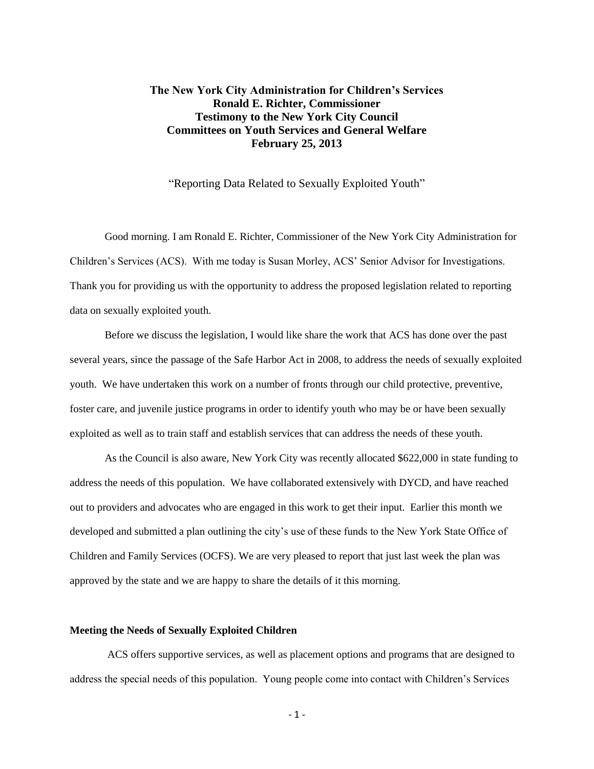**The New York City Administration for Children's Services**
**Ronald E. Richter, Commissioner**
**Testimony to the New York City Council**
**Committees on Youth Services and General Welfare**
**February 25, 2013**

"Reporting Data Related to Sexually Exploited Youth"

Good morning. I am Ronald E. Richter, Commissioner of the New York City Administration for Children's Services (ACS). With me today is Susan Morley, ACS' Senior Advisor for Investigations. Thank you for providing us with the opportunity to address the proposed legislation related to reporting data on sexually exploited youth.

Before we discuss the legislation, I would like share the work that ACS has done over the past several years, since the passage of the Safe Harbor Act in 2008, to address the needs of sexually exploited youth. We have undertaken this work on a number of fronts through our child protective, preventive, foster care, and juvenile justice programs in order to identify youth who may be or have been sexually exploited as well as to train staff and establish services that can address the needs of these youth.

As the Council is also aware, New York City was recently allocated $622,000 in state funding to address the needs of this population. We have collaborated extensively with DYCD, and have reached out to providers and advocates who are engaged in this work to get their input. Earlier this month we developed and submitted a plan outlining the city's use of these funds to the New York State Office of Children and Family Services (OCFS). We are very pleased to report that just last week the plan was approved by the state and we are happy to share the details of it this morning.

**Meeting the Needs of Sexually Exploited Children**

ACS offers supportive services, as well as placement options and programs that are designed to address the special needs of this population. Young people come into contact with Children's Services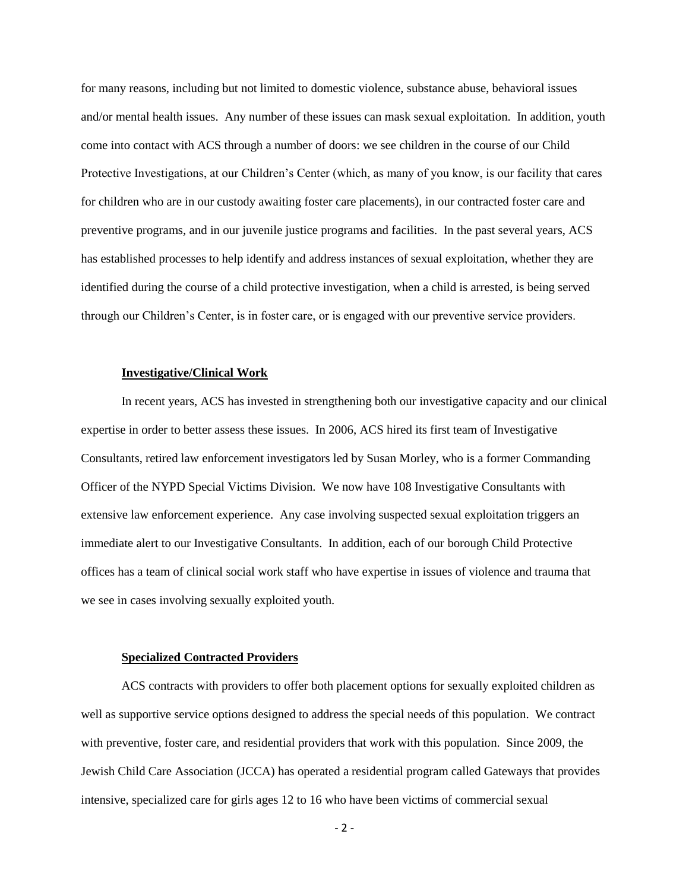for many reasons, including but not limited to domestic violence, substance abuse, behavioral issues and/or mental health issues. Any number of these issues can mask sexual exploitation. In addition, youth come into contact with ACS through a number of doors: we see children in the course of our Child Protective Investigations, at our Children's Center (which, as many of you know, is our facility that cares for children who are in our custody awaiting foster care placements), in our contracted foster care and preventive programs, and in our juvenile justice programs and facilities. In the past several years, ACS has established processes to help identify and address instances of sexual exploitation, whether they are identified during the course of a child protective investigation, when a child is arrested, is being served through our Children's Center, is in foster care, or is engaged with our preventive service providers.

**Investigative/Clinical Work**

In recent years, ACS has invested in strengthening both our investigative capacity and our clinical expertise in order to better assess these issues. In 2006, ACS hired its first team of Investigative Consultants, retired law enforcement investigators led by Susan Morley, who is a former Commanding Officer of the NYPD Special Victims Division. We now have 108 Investigative Consultants with extensive law enforcement experience. Any case involving suspected sexual exploitation triggers an immediate alert to our Investigative Consultants. In addition, each of our borough Child Protective offices has a team of clinical social work staff who have expertise in issues of violence and trauma that we see in cases involving sexually exploited youth.

**Specialized Contracted Providers**

ACS contracts with providers to offer both placement options for sexually exploited children as well as supportive service options designed to address the special needs of this population. We contract with preventive, foster care, and residential providers that work with this population. Since 2009, the Jewish Child Care Association (JCCA) has operated a residential program called Gateways that provides intensive, specialized care for girls ages 12 to 16 who have been victims of commercial sexual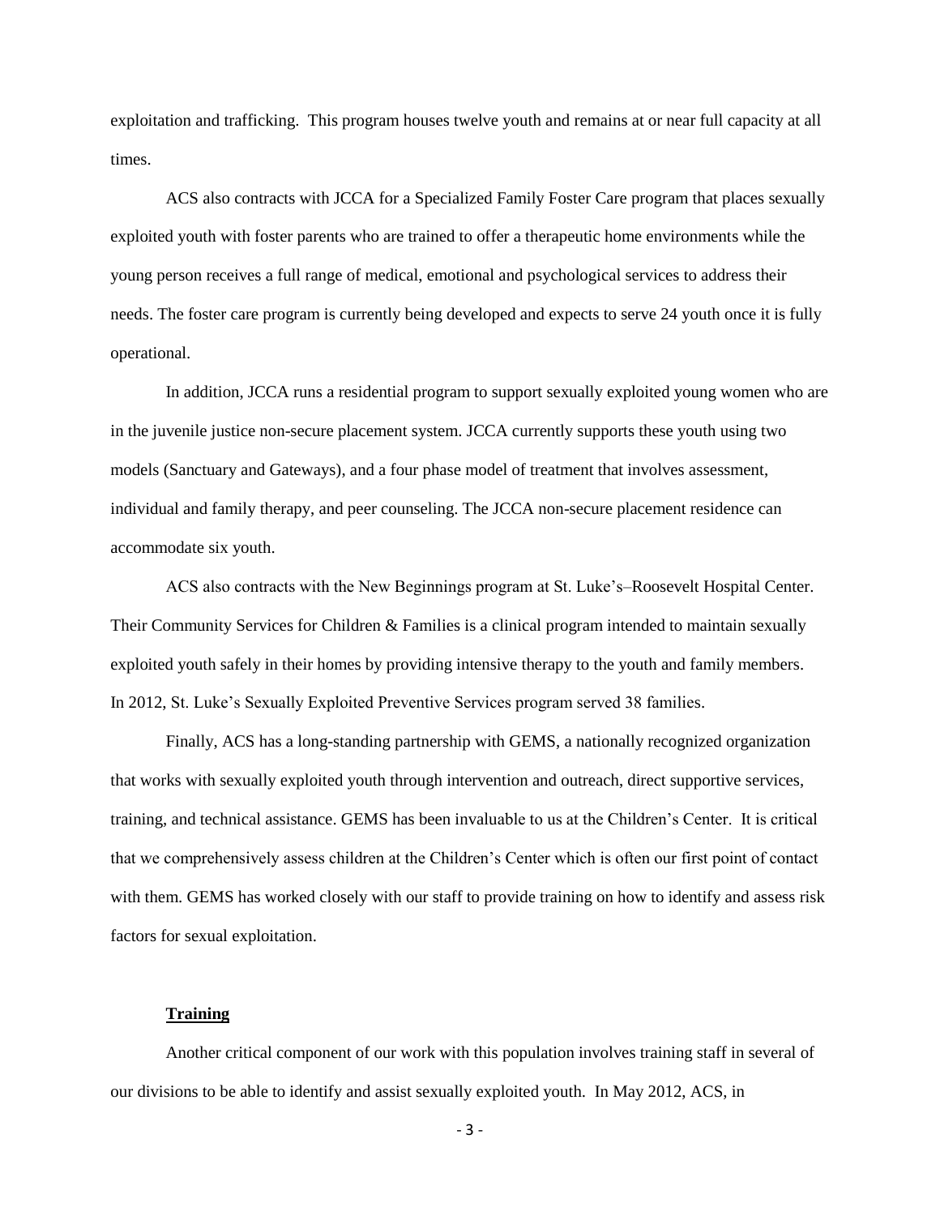exploitation and trafficking. This program houses twelve youth and remains at or near full capacity at all times.

ACS also contracts with JCCA for a Specialized Family Foster Care program that places sexually exploited youth with foster parents who are trained to offer a therapeutic home environments while the young person receives a full range of medical, emotional and psychological services to address their needs. The foster care program is currently being developed and expects to serve 24 youth once it is fully operational.

In addition, JCCA runs a residential program to support sexually exploited young women who are in the juvenile justice non-secure placement system. JCCA currently supports these youth using two models (Sanctuary and Gateways), and a four phase model of treatment that involves assessment, individual and family therapy, and peer counseling. The JCCA non-secure placement residence can accommodate six youth.

ACS also contracts with the New Beginnings program at St. Luke's–Roosevelt Hospital Center. Their Community Services for Children & Families is a clinical program intended to maintain sexually exploited youth safely in their homes by providing intensive therapy to the youth and family members. In 2012, St. Luke's Sexually Exploited Preventive Services program served 38 families.

Finally, ACS has a long-standing partnership with GEMS, a nationally recognized organization that works with sexually exploited youth through intervention and outreach, direct supportive services, training, and technical assistance. GEMS has been invaluable to us at the Children's Center. It is critical that we comprehensively assess children at the Children's Center which is often our first point of contact with them. GEMS has worked closely with our staff to provide training on how to identify and assess risk factors for sexual exploitation.

**Training**

Another critical component of our work with this population involves training staff in several of our divisions to be able to identify and assist sexually exploited youth. In May 2012, ACS, in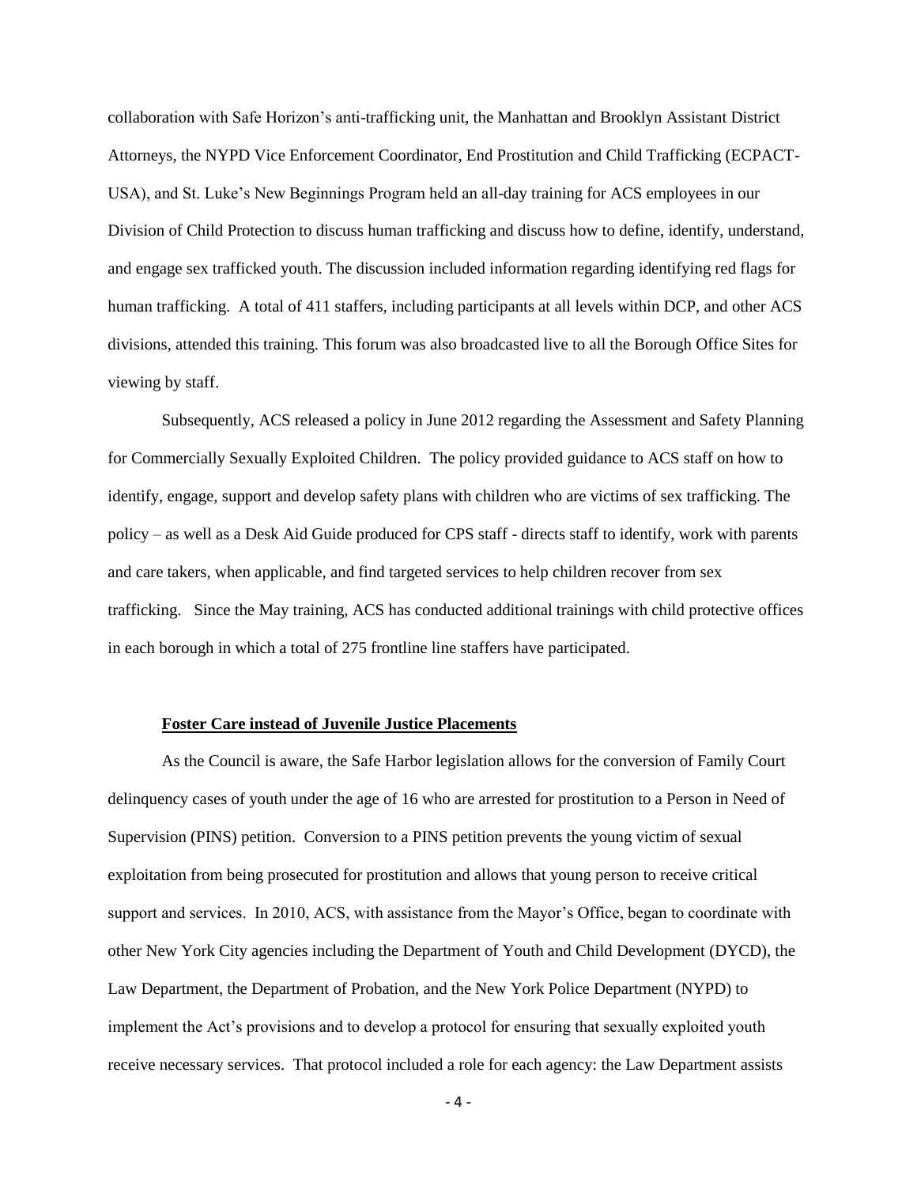collaboration with Safe Horizon's anti-trafficking unit, the Manhattan and Brooklyn Assistant District Attorneys, the NYPD Vice Enforcement Coordinator, End Prostitution and Child Trafficking (ECPACT-USA), and St. Luke's New Beginnings Program held an all-day training for ACS employees in our Division of Child Protection to discuss human trafficking and discuss how to define, identify, understand, and engage sex trafficked youth. The discussion included information regarding identifying red flags for human trafficking. A total of 411 staffers, including participants at all levels within DCP, and other ACS divisions, attended this training. This forum was also broadcasted live to all the Borough Office Sites for viewing by staff.

Subsequently, ACS released a policy in June 2012 regarding the Assessment and Safety Planning for Commercially Sexually Exploited Children. The policy provided guidance to ACS staff on how to identify, engage, support and develop safety plans with children who are victims of sex trafficking. The policy – as well as a Desk Aid Guide produced for CPS staff - directs staff to identify, work with parents and care takers, when applicable, and find targeted services to help children recover from sex trafficking. Since the May training, ACS has conducted additional trainings with child protective offices in each borough in which a total of 275 frontline line staffers have participated.

**Foster Care instead of Juvenile Justice Placements**

As the Council is aware, the Safe Harbor legislation allows for the conversion of Family Court delinquency cases of youth under the age of 16 who are arrested for prostitution to a Person in Need of Supervision (PINS) petition. Conversion to a PINS petition prevents the young victim of sexual exploitation from being prosecuted for prostitution and allows that young person to receive critical support and services. In 2010, ACS, with assistance from the Mayor's Office, began to coordinate with other New York City agencies including the Department of Youth and Child Development (DYCD), the Law Department, the Department of Probation, and the New York Police Department (NYPD) to implement the Act's provisions and to develop a protocol for ensuring that sexually exploited youth receive necessary services. That protocol included a role for each agency: the Law Department assists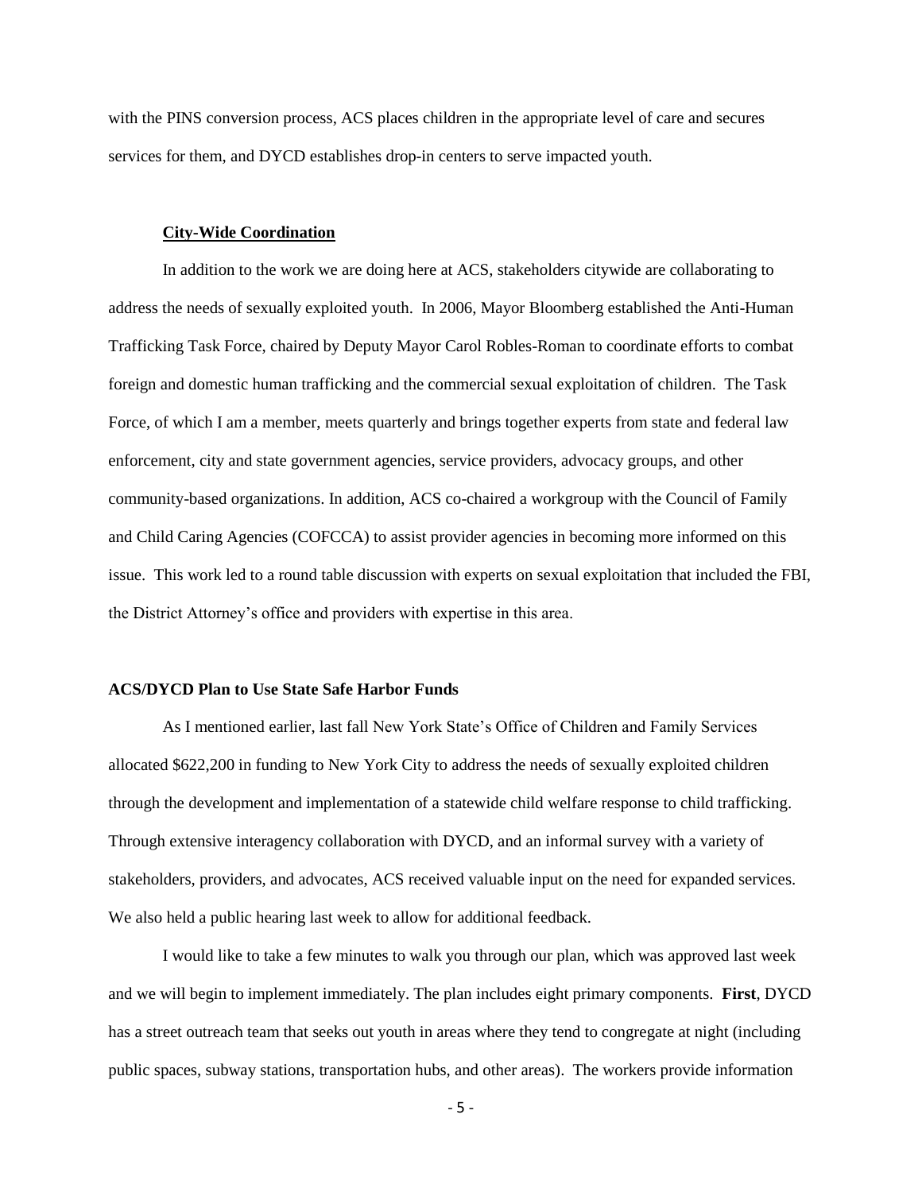with the PINS conversion process, ACS places children in the appropriate level of care and secures services for them, and DYCD establishes drop-in centers to serve impacted youth.

**<u>City-Wide Coordination</u>**

In addition to the work we are doing here at ACS, stakeholders citywide are collaborating to address the needs of sexually exploited youth. In 2006, Mayor Bloomberg established the Anti-Human Trafficking Task Force, chaired by Deputy Mayor Carol Robles-Roman to coordinate efforts to combat foreign and domestic human trafficking and the commercial sexual exploitation of children. The Task Force, of which I am a member, meets quarterly and brings together experts from state and federal law enforcement, city and state government agencies, service providers, advocacy groups, and other community-based organizations. In addition, ACS co-chaired a workgroup with the Council of Family and Child Caring Agencies (COFCCA) to assist provider agencies in becoming more informed on this issue. This work led to a round table discussion with experts on sexual exploitation that included the FBI, the District Attorney's office and providers with expertise in this area.

**ACS/DYCD Plan to Use State Safe Harbor Funds**

As I mentioned earlier, last fall New York State's Office of Children and Family Services allocated $622,200 in funding to New York City to address the needs of sexually exploited children through the development and implementation of a statewide child welfare response to child trafficking. Through extensive interagency collaboration with DYCD, and an informal survey with a variety of stakeholders, providers, and advocates, ACS received valuable input on the need for expanded services. We also held a public hearing last week to allow for additional feedback.

I would like to take a few minutes to walk you through our plan, which was approved last week and we will begin to implement immediately. The plan includes eight primary components. **First**, DYCD has a street outreach team that seeks out youth in areas where they tend to congregate at night (including public spaces, subway stations, transportation hubs, and other areas). The workers provide information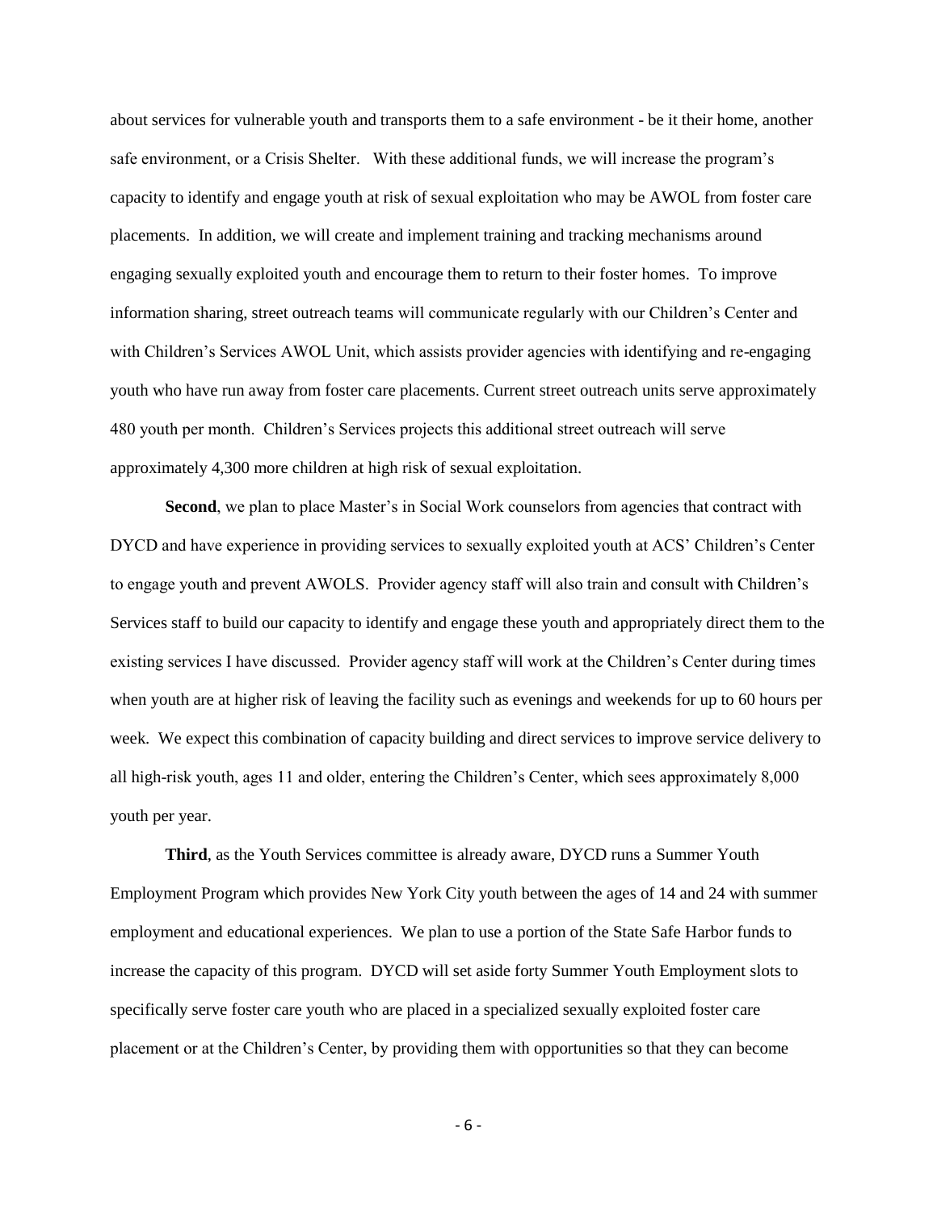about services for vulnerable youth and transports them to a safe environment - be it their home, another safe environment, or a Crisis Shelter. With these additional funds, we will increase the program's capacity to identify and engage youth at risk of sexual exploitation who may be AWOL from foster care placements. In addition, we will create and implement training and tracking mechanisms around engaging sexually exploited youth and encourage them to return to their foster homes. To improve information sharing, street outreach teams will communicate regularly with our Children's Center and with Children's Services AWOL Unit, which assists provider agencies with identifying and re-engaging youth who have run away from foster care placements. Current street outreach units serve approximately 480 youth per month. Children's Services projects this additional street outreach will serve approximately 4,300 more children at high risk of sexual exploitation.

**Second**, we plan to place Master's in Social Work counselors from agencies that contract with DYCD and have experience in providing services to sexually exploited youth at ACS' Children's Center to engage youth and prevent AWOLS. Provider agency staff will also train and consult with Children's Services staff to build our capacity to identify and engage these youth and appropriately direct them to the existing services I have discussed. Provider agency staff will work at the Children's Center during times when youth are at higher risk of leaving the facility such as evenings and weekends for up to 60 hours per week. We expect this combination of capacity building and direct services to improve service delivery to all high-risk youth, ages 11 and older, entering the Children's Center, which sees approximately 8,000 youth per year.

**Third**, as the Youth Services committee is already aware, DYCD runs a Summer Youth Employment Program which provides New York City youth between the ages of 14 and 24 with summer employment and educational experiences. We plan to use a portion of the State Safe Harbor funds to increase the capacity of this program. DYCD will set aside forty Summer Youth Employment slots to specifically serve foster care youth who are placed in a specialized sexually exploited foster care placement or at the Children's Center, by providing them with opportunities so that they can become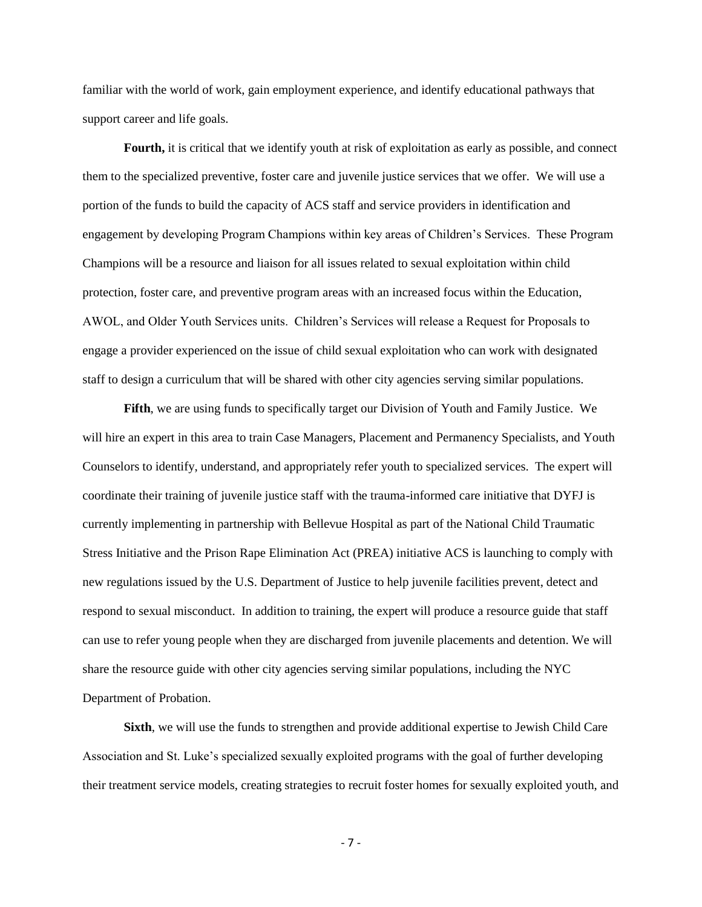familiar with the world of work, gain employment experience, and identify educational pathways that support career and life goals.

**Fourth,** it is critical that we identify youth at risk of exploitation as early as possible, and connect them to the specialized preventive, foster care and juvenile justice services that we offer. We will use a portion of the funds to build the capacity of ACS staff and service providers in identification and engagement by developing Program Champions within key areas of Children's Services. These Program Champions will be a resource and liaison for all issues related to sexual exploitation within child protection, foster care, and preventive program areas with an increased focus within the Education, AWOL, and Older Youth Services units. Children's Services will release a Request for Proposals to engage a provider experienced on the issue of child sexual exploitation who can work with designated staff to design a curriculum that will be shared with other city agencies serving similar populations.

**Fifth**, we are using funds to specifically target our Division of Youth and Family Justice. We will hire an expert in this area to train Case Managers, Placement and Permanency Specialists, and Youth Counselors to identify, understand, and appropriately refer youth to specialized services. The expert will coordinate their training of juvenile justice staff with the trauma-informed care initiative that DYFJ is currently implementing in partnership with Bellevue Hospital as part of the National Child Traumatic Stress Initiative and the Prison Rape Elimination Act (PREA) initiative ACS is launching to comply with new regulations issued by the U.S. Department of Justice to help juvenile facilities prevent, detect and respond to sexual misconduct. In addition to training, the expert will produce a resource guide that staff can use to refer young people when they are discharged from juvenile placements and detention. We will share the resource guide with other city agencies serving similar populations, including the NYC Department of Probation.

**Sixth**, we will use the funds to strengthen and provide additional expertise to Jewish Child Care Association and St. Luke's specialized sexually exploited programs with the goal of further developing their treatment service models, creating strategies to recruit foster homes for sexually exploited youth, and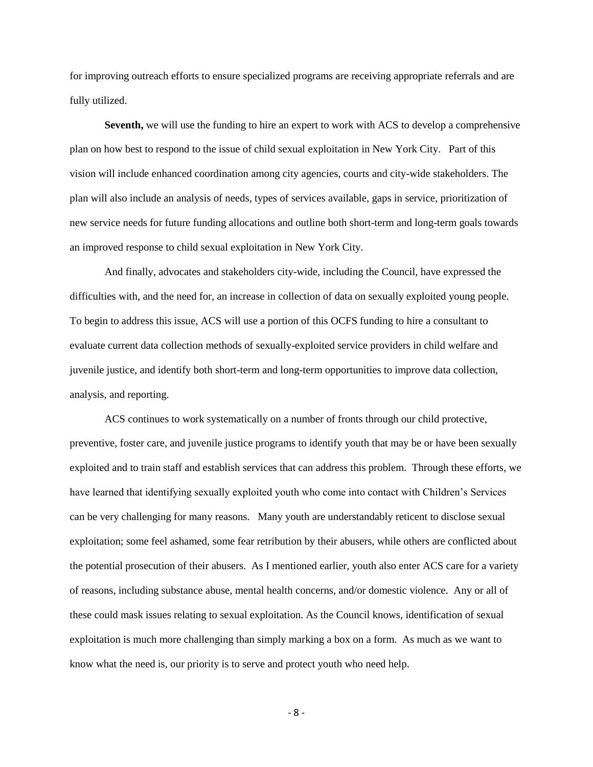for improving outreach efforts to ensure specialized programs are receiving appropriate referrals and are fully utilized.

**Seventh,** we will use the funding to hire an expert to work with ACS to develop a comprehensive plan on how best to respond to the issue of child sexual exploitation in New York City. Part of this vision will include enhanced coordination among city agencies, courts and city-wide stakeholders. The plan will also include an analysis of needs, types of services available, gaps in service, prioritization of new service needs for future funding allocations and outline both short-term and long-term goals towards an improved response to child sexual exploitation in New York City.

And finally, advocates and stakeholders city-wide, including the Council, have expressed the difficulties with, and the need for, an increase in collection of data on sexually exploited young people. To begin to address this issue, ACS will use a portion of this OCFS funding to hire a consultant to evaluate current data collection methods of sexually-exploited service providers in child welfare and juvenile justice, and identify both short-term and long-term opportunities to improve data collection, analysis, and reporting.

ACS continues to work systematically on a number of fronts through our child protective, preventive, foster care, and juvenile justice programs to identify youth that may be or have been sexually exploited and to train staff and establish services that can address this problem. Through these efforts, we have learned that identifying sexually exploited youth who come into contact with Children's Services can be very challenging for many reasons. Many youth are understandably reticent to disclose sexual exploitation; some feel ashamed, some fear retribution by their abusers, while others are conflicted about the potential prosecution of their abusers. As I mentioned earlier, youth also enter ACS care for a variety of reasons, including substance abuse, mental health concerns, and/or domestic violence. Any or all of these could mask issues relating to sexual exploitation. As the Council knows, identification of sexual exploitation is much more challenging than simply marking a box on a form. As much as we want to know what the need is, our priority is to serve and protect youth who need help.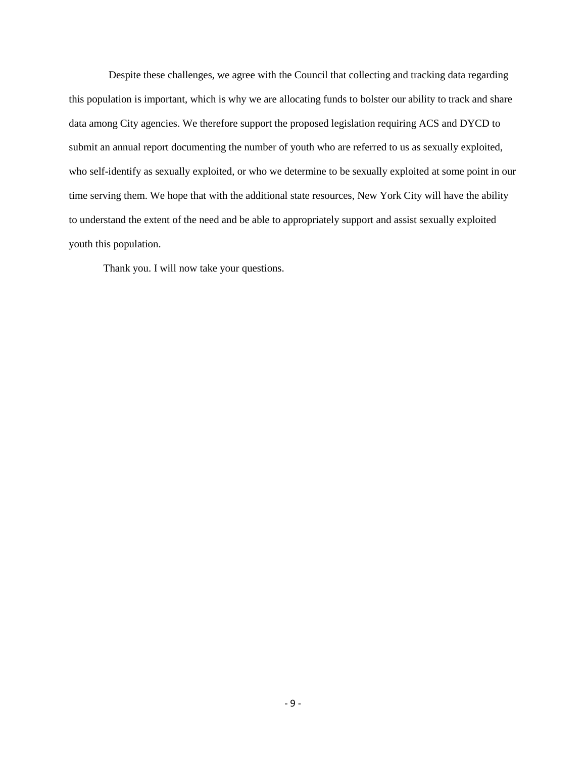Despite these challenges, we agree with the Council that collecting and tracking data regarding this population is important, which is why we are allocating funds to bolster our ability to track and share data among City agencies. We therefore support the proposed legislation requiring ACS and DYCD to submit an annual report documenting the number of youth who are referred to us as sexually exploited, who self-identify as sexually exploited, or who we determine to be sexually exploited at some point in our time serving them. We hope that with the additional state resources, New York City will have the ability to understand the extent of the need and be able to appropriately support and assist sexually exploited youth this population.

Thank you. I will now take your questions.